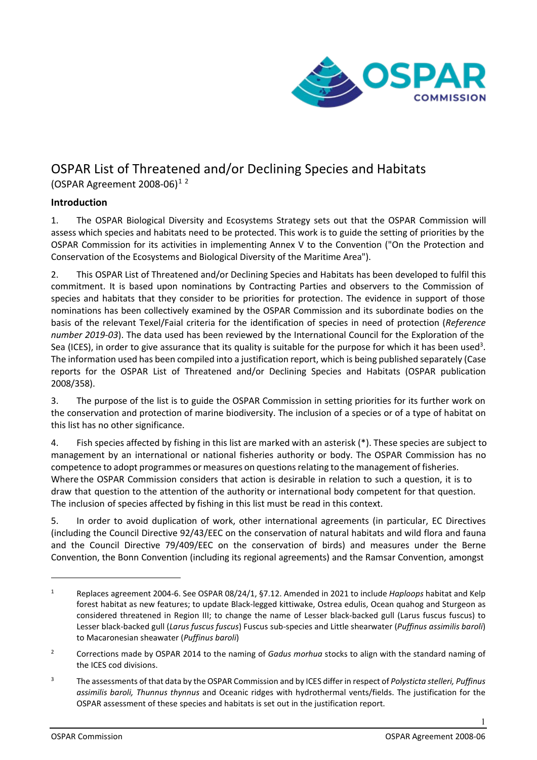# OSPAR List of Threatened and/or Declining Species and Habitats

(OSPAR Agreement 2008-06)[1] [2]

## Introduction

1. The OSPAR Biological Diversity and Ecosystems Strategy sets out that the OSPAR Commission will assess which species and habitats need to be protected. This work is to guide the setting of priorities by the OSPAR Commission for its activities in implementing Annex V to the Convention ("On the Protection and Conservation of the Ecosystems and Biological Diversity of the Maritime Area").

2. This OSPAR List of Threatened and/or Declining Species and Habitats has been developed to fulfil this commitment. It is based upon nominations by Contracting Parties and observers to the Commission of species and habitats that they consider to be priorities for protection. The evidence in support of those nominations has been collectively examined by the OSPAR Commission and its subordinate bodies on the basis of the relevant Texel/Faial criteria for the identification of species in need of protection (*Reference number 2019-03*). The data used has been reviewed by the International Council for the Exploration of the Sea (ICES), in order to give assurance that its quality is suitable for the purpose for which it has been used[3]. The information used has been compiled into a justification report, which is being published separately (Case reports for the OSPAR List of Threatened and/or Declining Species and Habitats (OSPAR publication 2008/358).

3. The purpose of the list is to guide the OSPAR Commission in setting priorities for its further work on the conservation and protection of marine biodiversity. The inclusion of a species or of a type of habitat on this list has no other significance.

4. Fish species affected by fishing in this list are marked with an asterisk (*). These species are subject to management by an international or national fisheries authority or body. The OSPAR Commission has no competence to adopt programmes or measures on questions relating to the management of fisheries. Where the OSPAR Commission considers that action is desirable in relation to such a question, it is to draw that question to the attention of the authority or international body competent for that question. The inclusion of species affected by fishing in this list must be read in this context.

5. In order to avoid duplication of work, other international agreements (in particular, EC Directives (including the Council Directive 92/43/EEC on the conservation of natural habitats and wild flora and fauna and the Council Directive 79/409/EEC on the conservation of birds) and measures under the Berne Convention, the Bonn Convention (including its regional agreements) and the Ramsar Convention, amongst

---

[1] Replaces agreement 2004-6. See OSPAR 08/24/1, §7.12. Amended in 2021 to include *Haploops* habitat and Kelp forest habitat as new features; to update Black-legged kittiwake, Ostrea edulis, Ocean quahog and Sturgeon as considered threatened in Region III; to change the name of Lesser black-backed gull (Larus fuscus fuscus) to Lesser black-backed gull (*Larus fuscus fuscus*) Fuscus sub-species and Little shearwater (*Puffinus assimilis baroli*) to Macaronesian sheawater (*Puffinus baroli*)

[2] Corrections made by OSPAR 2014 to the naming of *Gadus morhua* stocks to align with the standard naming of the ICES cod divisions.

[3] The assessments of that data by the OSPAR Commission and by ICES differ in respect of *Polysticta stelleri, Puffinus assimilis baroli, Thunnus thynnus* and Oceanic ridges with hydrothermal vents/fields. The justification for the OSPAR assessment of these species and habitats is set out in the justification report.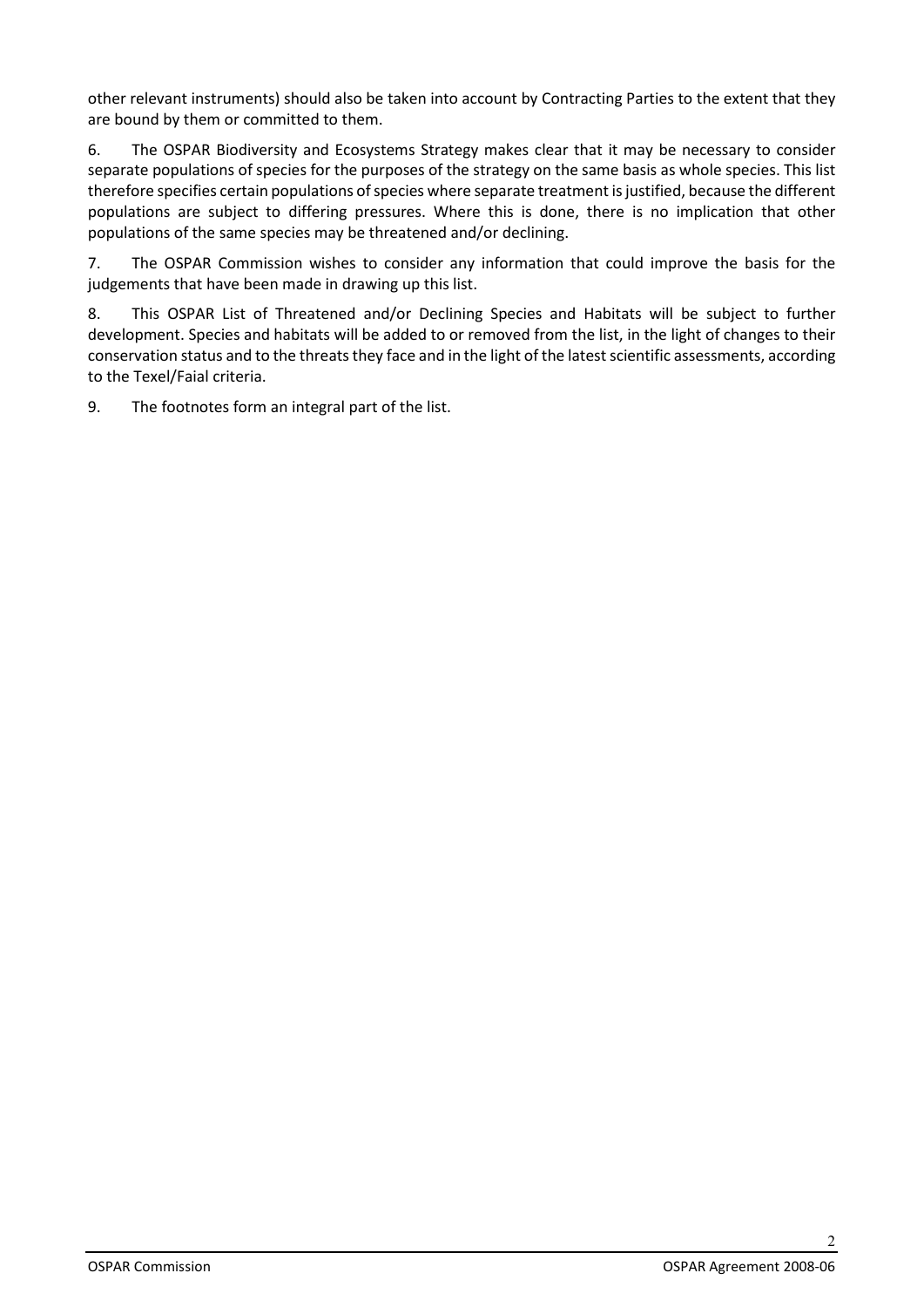other relevant instruments) should also be taken into account by Contracting Parties to the extent that they are bound by them or committed to them.

6. The OSPAR Biodiversity and Ecosystems Strategy makes clear that it may be necessary to consider separate populations of species for the purposes of the strategy on the same basis as whole species. This list therefore specifies certain populations of species where separate treatment is justified, because the different populations are subject to differing pressures. Where this is done, there is no implication that other populations of the same species may be threatened and/or declining.

7. The OSPAR Commission wishes to consider any information that could improve the basis for the judgements that have been made in drawing up this list.

8. This OSPAR List of Threatened and/or Declining Species and Habitats will be subject to further development. Species and habitats will be added to or removed from the list, in the light of changes to their conservation status and to the threats they face and in the light of the latest scientific assessments, according to the Texel/Faial criteria.

9. The footnotes form an integral part of the list.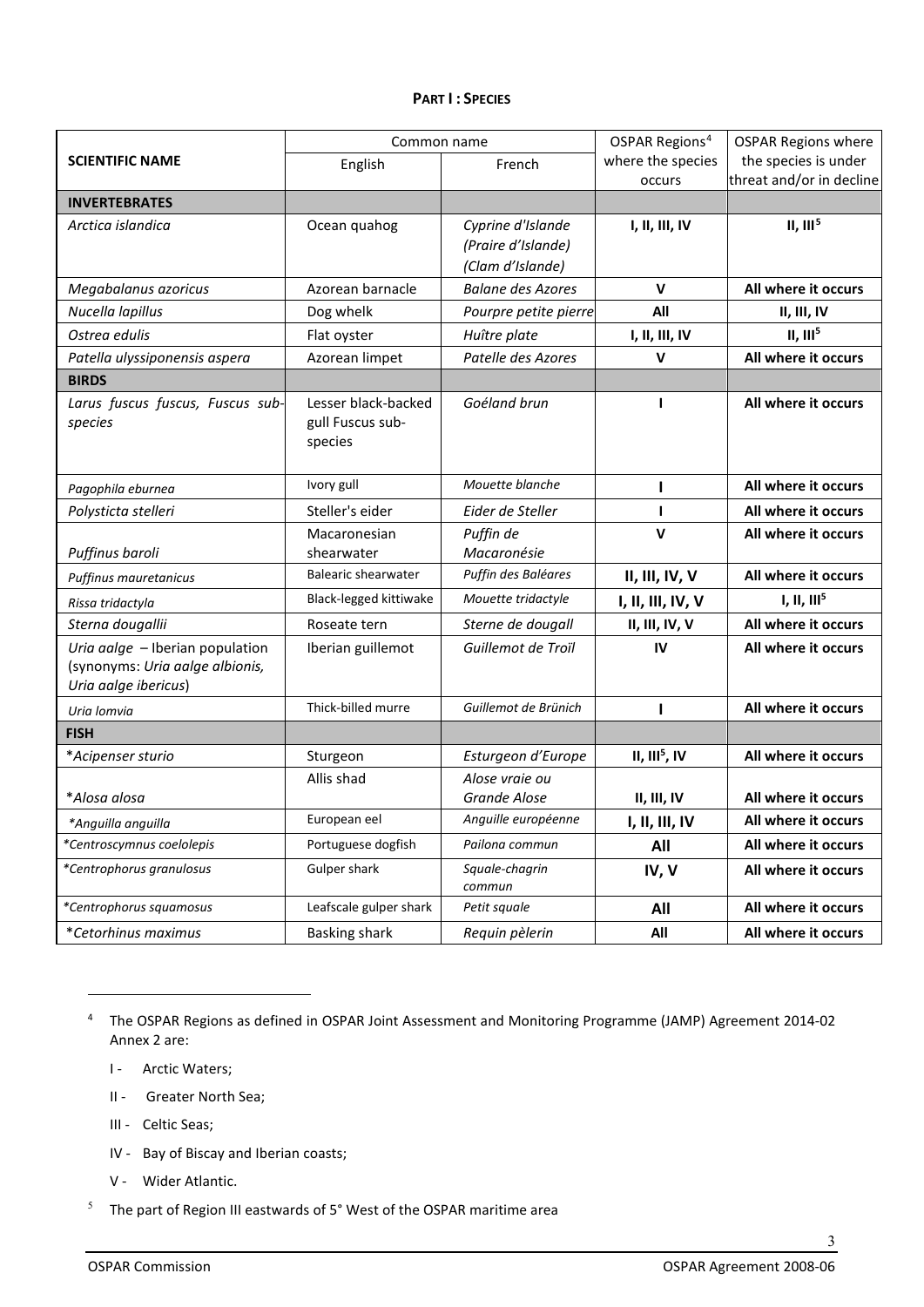**PART I : SPECIES**

| SCIENTIFIC NAME | Common name | | OSPAR Regions[4] where the species occurs | OSPAR Regions where the species is under threat and/or in decline |
|---|---|---|---|---|
| | English | French | | |
| **INVERTEBRATES** | | | | |
| *Arctica islandica* | Ocean quahog | *Cyprine d'Islande (Praire d'Islande) (Clam d'Islande)* | **I, II, III, IV** | **II, III[5]** |
| *Megabalanus azoricus* | Azorean barnacle | *Balane des Azores* | **V** | **All where it occurs** |
| *Nucella lapillus* | Dog whelk | *Pourpre petite pierre* | **All** | **II, III, IV** |
| *Ostrea edulis* | Flat oyster | *Huître plate* | **I, II, III, IV** | **II, III[5]** |
| *Patella ulyssiponensis aspera* | Azorean limpet | *Patelle des Azores* | **V** | **All where it occurs** |
| **BIRDS** | | | | |
| *Larus fuscus fuscus, Fuscus sub-species* | Lesser black-backed gull Fuscus sub-species | *Goéland brun* | **I** | **All where it occurs** |
| *Pagophila eburnea* | Ivory gull | *Mouette blanche* | **I** | **All where it occurs** |
| *Polysticta stelleri* | Steller's eider | *Eider de Steller* | **I** | **All where it occurs** |
| *Puffinus baroli* | Macaronesian shearwater | *Puffin de Macaronésie* | **V** | **All where it occurs** |
| *Puffinus mauretanicus* | Balearic shearwater | *Puffin des Baléares* | **II, III, IV, V** | **All where it occurs** |
| *Rissa tridactyla* | Black-legged kittiwake | *Mouette tridactyle* | **I, II, III, IV, V** | **I, II, III[5]** |
| *Sterna dougallii* | Roseate tern | *Sterne de dougall* | **II, III, IV, V** | **All where it occurs** |
| *Uria aalge* – Iberian population (synonyms: *Uria aalge albionis, Uria aalge ibericus*) | Iberian guillemot | *Guillemot de Troïl* | **IV** | **All where it occurs** |
| *Uria lomvia* | Thick-billed murre | *Guillemot de Brünich* | **I** | **All where it occurs** |
| **FISH** | | | | |
| *Acipenser sturio | Sturgeon | *Esturgeon d'Europe* | **II, III[5], IV** | **All where it occurs** |
| *Alosa alosa | Allis shad | *Alose vraie ou Grande Alose* | **II, III, IV** | **All where it occurs** |
| *Anguilla anguilla | European eel | *Anguille européenne* | **I, II, III, IV** | **All where it occurs** |
| *Centroscymnus coelolepis | Portuguese dogfish | *Pailona commun* | **All** | **All where it occurs** |
| *Centrophorus granulosus | Gulper shark | *Squale-chagrin commun* | **IV, V** | **All where it occurs** |
| *Centrophorus squamosus | Leafscale gulper shark | *Petit squale* | **All** | **All where it occurs** |
| *Cetorhinus maximus | Basking shark | *Requin pèlerin* | **All** | **All where it occurs** |

[4] The OSPAR Regions as defined in OSPAR Joint Assessment and Monitoring Programme (JAMP) Agreement 2014-02 Annex 2 are:

- I - Arctic Waters;
- II - Greater North Sea;
- III - Celtic Seas;
- IV - Bay of Biscay and Iberian coasts;
- V - Wider Atlantic.

[5] The part of Region III eastwards of 5° West of the OSPAR maritime area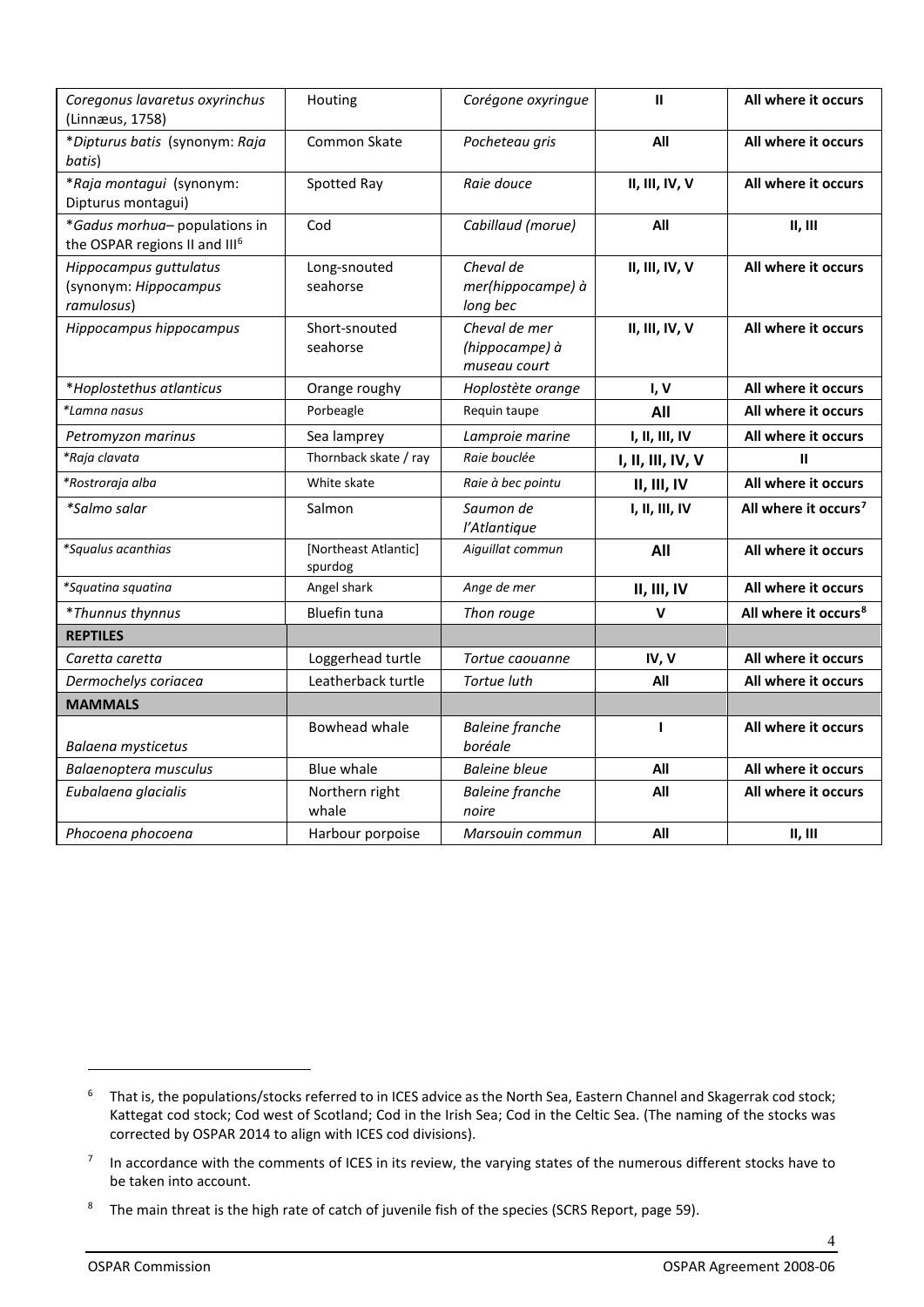| | | | | |
|---|---|---|---|---|
| *Coregonus lavaretus oxyrinchus* (Linnæus, 1758) | Houting | *Corégone oxyringue* | **II** | **All where it occurs** |
| \**Dipturus batis* (synonym: *Raja batis*) | Common Skate | *Pocheteau gris* | **All** | **All where it occurs** |
| \**Raja montagui* (synonym: Dipturus montagui) | Spotted Ray | *Raie douce* | **II, III, IV, V** | **All where it occurs** |
| \**Gadus morhua*– populations in the OSPAR regions II and III[6] | Cod | *Cabillaud (morue)* | **All** | **II, III** |
| *Hippocampus guttulatus* (synonym: *Hippocampus ramulosus*) | Long-snouted seahorse | *Cheval de mer(hippocampe) à long bec* | **II, III, IV, V** | **All where it occurs** |
| *Hippocampus hippocampus* | Short-snouted seahorse | *Cheval de mer (hippocampe) à museau court* | **II, III, IV, V** | **All where it occurs** |
| \**Hoplostethus atlanticus* | Orange roughy | *Hoplostète orange* | **I, V** | **All where it occurs** |
| \**Lamna nasus* | Porbeagle | Requin taupe | **All** | **All where it occurs** |
| *Petromyzon marinus* | Sea lamprey | *Lamproie marine* | **I, II, III, IV** | **All where it occurs** |
| \**Raja clavata* | Thornback skate / ray | *Raie bouclée* | **I, II, III, IV, V** | **II** |
| \**Rostroraja alba* | White skate | *Raie à bec pointu* | **II, III, IV** | **All where it occurs** |
| \**Salmo salar* | Salmon | *Saumon de l'Atlantique* | **I, II, III, IV** | **All where it occurs[7]** |
| \**Squalus acanthias* | [Northeast Atlantic] spurdog | *Aiguillat commun* | **All** | **All where it occurs** |
| \**Squatina squatina* | Angel shark | *Ange de mer* | **II, III, IV** | **All where it occurs** |
| \**Thunnus thynnus* | Bluefin tuna | *Thon rouge* | **V** | **All where it occurs[8]** |
| **REPTILES** | | | | |
| *Caretta caretta* | Loggerhead turtle | *Tortue caouanne* | **IV, V** | **All where it occurs** |
| *Dermochelys coriacea* | Leatherback turtle | *Tortue luth* | **All** | **All where it occurs** |
| **MAMMALS** | | | | |
| *Balaena mysticetus* | Bowhead whale | *Baleine franche boréale* | **I** | **All where it occurs** |
| *Balaenoptera musculus* | Blue whale | *Baleine bleue* | **All** | **All where it occurs** |
| *Eubalaena glacialis* | Northern right whale | *Baleine franche noire* | **All** | **All where it occurs** |
| *Phocoena phocoena* | Harbour porpoise | *Marsouin commun* | **All** | **II, III** |

[6] That is, the populations/stocks referred to in ICES advice as the North Sea, Eastern Channel and Skagerrak cod stock; Kattegat cod stock; Cod west of Scotland; Cod in the Irish Sea; Cod in the Celtic Sea. (The naming of the stocks was corrected by OSPAR 2014 to align with ICES cod divisions).

[7] In accordance with the comments of ICES in its review, the varying states of the numerous different stocks have to be taken into account.

[8] The main threat is the high rate of catch of juvenile fish of the species (SCRS Report, page 59).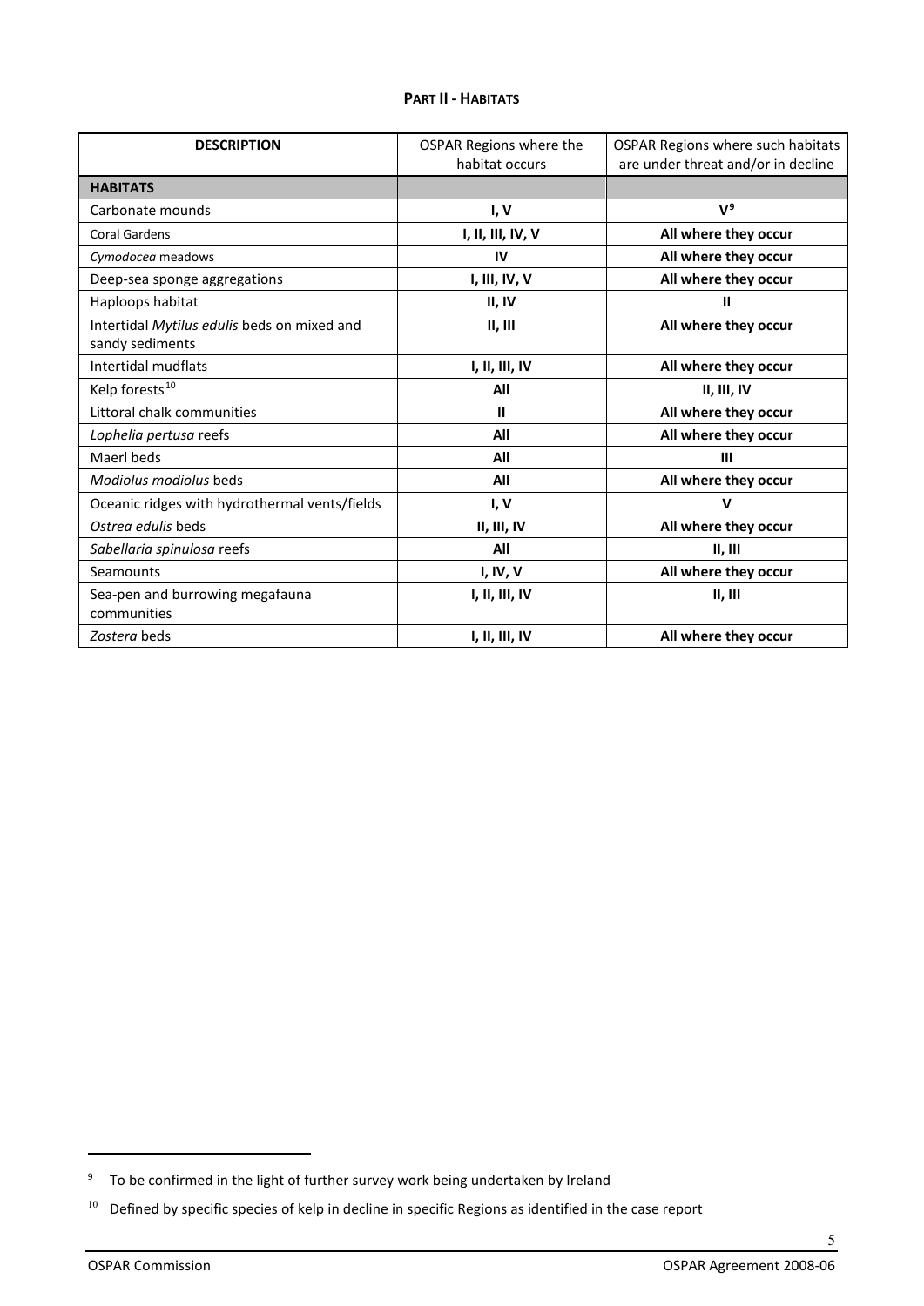## PART II - HABITATS

| DESCRIPTION | OSPAR Regions where the habitat occurs | OSPAR Regions where such habitats are under threat and/or in decline |
|---|---|---|
| **HABITATS** | | |
| Carbonate mounds | **I, V** | **V**[9] |
| Coral Gardens | **I, II, III, IV, V** | **All where they occur** |
| *Cymodocea* meadows | **IV** | **All where they occur** |
| Deep-sea sponge aggregations | **I, III, IV, V** | **All where they occur** |
| Haploops habitat | **II, IV** | **II** |
| Intertidal *Mytilus edulis* beds on mixed and sandy sediments | **II, III** | **All where they occur** |
| Intertidal mudflats | **I, II, III, IV** | **All where they occur** |
| Kelp forests[10] | **All** | **II, III, IV** |
| Littoral chalk communities | **II** | **All where they occur** |
| *Lophelia pertusa* reefs | **All** | **All where they occur** |
| Maerl beds | **All** | **III** |
| *Modiolus modiolus* beds | **All** | **All where they occur** |
| Oceanic ridges with hydrothermal vents/fields | **I, V** | **V** |
| *Ostrea edulis* beds | **II, III, IV** | **All where they occur** |
| *Sabellaria spinulosa* reefs | **All** | **II, III** |
| Seamounts | **I, IV, V** | **All where they occur** |
| Sea-pen and burrowing megafauna communities | **I, II, III, IV** | **II, III** |
| *Zostera* beds | **I, II, III, IV** | **All where they occur** |

[9] To be confirmed in the light of further survey work being undertaken by Ireland

[10] Defined by specific species of kelp in decline in specific Regions as identified in the case report